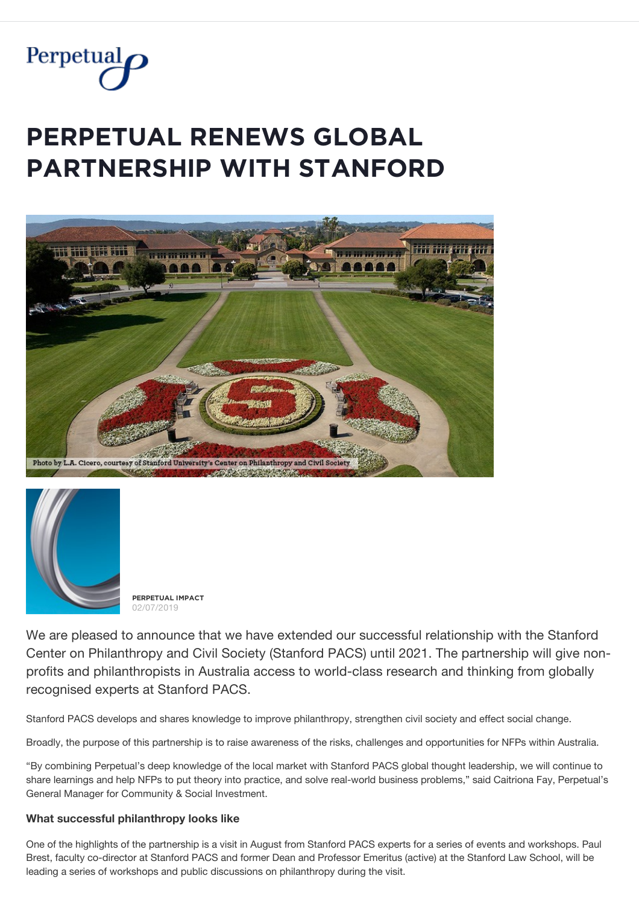# PERPETUAL RENEWS GLOBAL PARTNERSHIP WITH STANFORD

Photo by L.A. Cicero, courtesy of Stanford University's Center on Philanthropy and Civil Society

**PERPETUAL IMPACT**
02/07/2019

We are pleased to announce that we have extended our successful relationship with the Stanford Center on Philanthropy and Civil Society (Stanford PACS) until 2021. The partnership will give non-profits and philanthropists in Australia access to world-class research and thinking from globally recognised experts at Stanford PACS.

Stanford PACS develops and shares knowledge to improve philanthropy, strengthen civil society and effect social change.

Broadly, the purpose of this partnership is to raise awareness of the risks, challenges and opportunities for NFPs within Australia.

"By combining Perpetual's deep knowledge of the local market with Stanford PACS global thought leadership, we will continue to share learnings and help NFPs to put theory into practice, and solve real-world business problems," said Caitriona Fay, Perpetual's General Manager for Community & Social Investment.

### What successful philanthropy looks like

One of the highlights of the partnership is a visit in August from Stanford PACS experts for a series of events and workshops. Paul Brest, faculty co-director at Stanford PACS and former Dean and Professor Emeritus (active) at the Stanford Law School, will be leading a series of workshops and public discussions on philanthropy during the visit.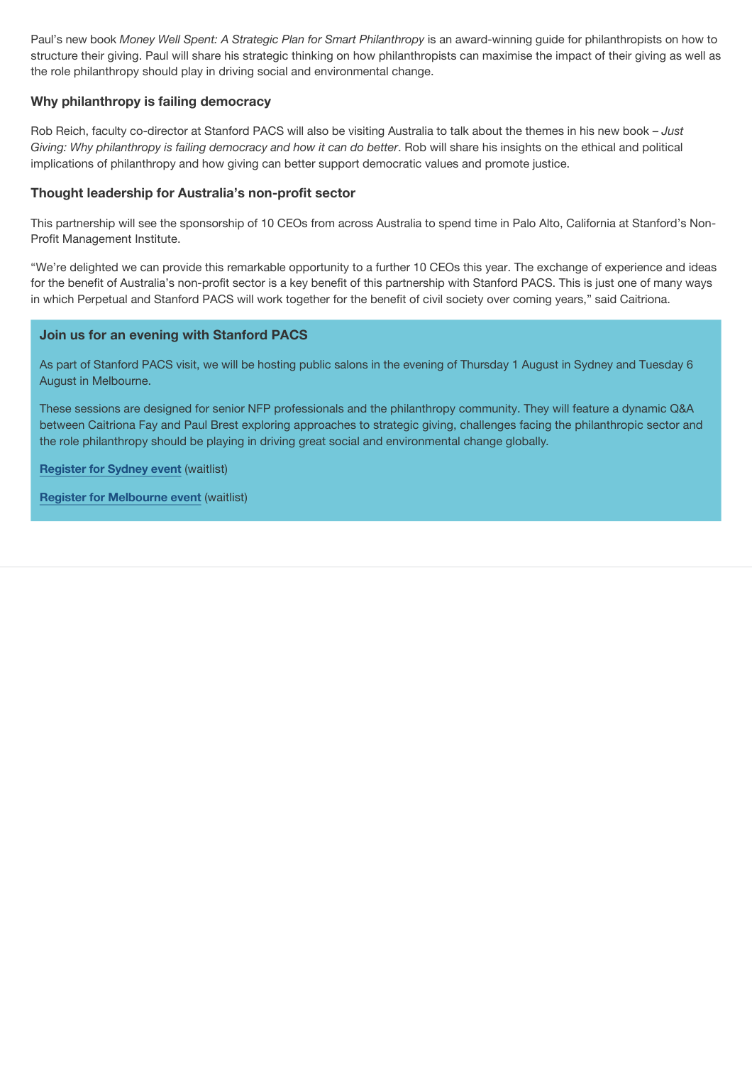Paul's new book *Money Well Spent: A Strategic Plan for Smart Philanthropy* is an award-winning guide for philanthropists on how to structure their giving. Paul will share his strategic thinking on how philanthropists can maximise the impact of their giving as well as the role philanthropy should play in driving social and environmental change.

### Why philanthropy is failing democracy

Rob Reich, faculty co-director at Stanford PACS will also be visiting Australia to talk about the themes in his new book – *Just Giving: Why philanthropy is failing democracy and how it can do better*. Rob will share his insights on the ethical and political implications of philanthropy and how giving can better support democratic values and promote justice.

### Thought leadership for Australia's non-profit sector

This partnership will see the sponsorship of 10 CEOs from across Australia to spend time in Palo Alto, California at Stanford's Non-Profit Management Institute.

"We're delighted we can provide this remarkable opportunity to a further 10 CEOs this year. The exchange of experience and ideas for the benefit of Australia's non-profit sector is a key benefit of this partnership with Stanford PACS. This is just one of many ways in which Perpetual and Stanford PACS will work together for the benefit of civil society over coming years," said Caitriona.

### Join us for an evening with Stanford PACS

As part of Stanford PACS visit, we will be hosting public salons in the evening of Thursday 1 August in Sydney and Tuesday 6 August in Melbourne.

These sessions are designed for senior NFP professionals and the philanthropy community. They will feature a dynamic Q&A between Caitriona Fay and Paul Brest exploring approaches to strategic giving, challenges facing the philanthropic sector and the role philanthropy should be playing in driving great social and environmental change globally.

**Register for Sydney event** (waitlist)

**Register for Melbourne event** (waitlist)